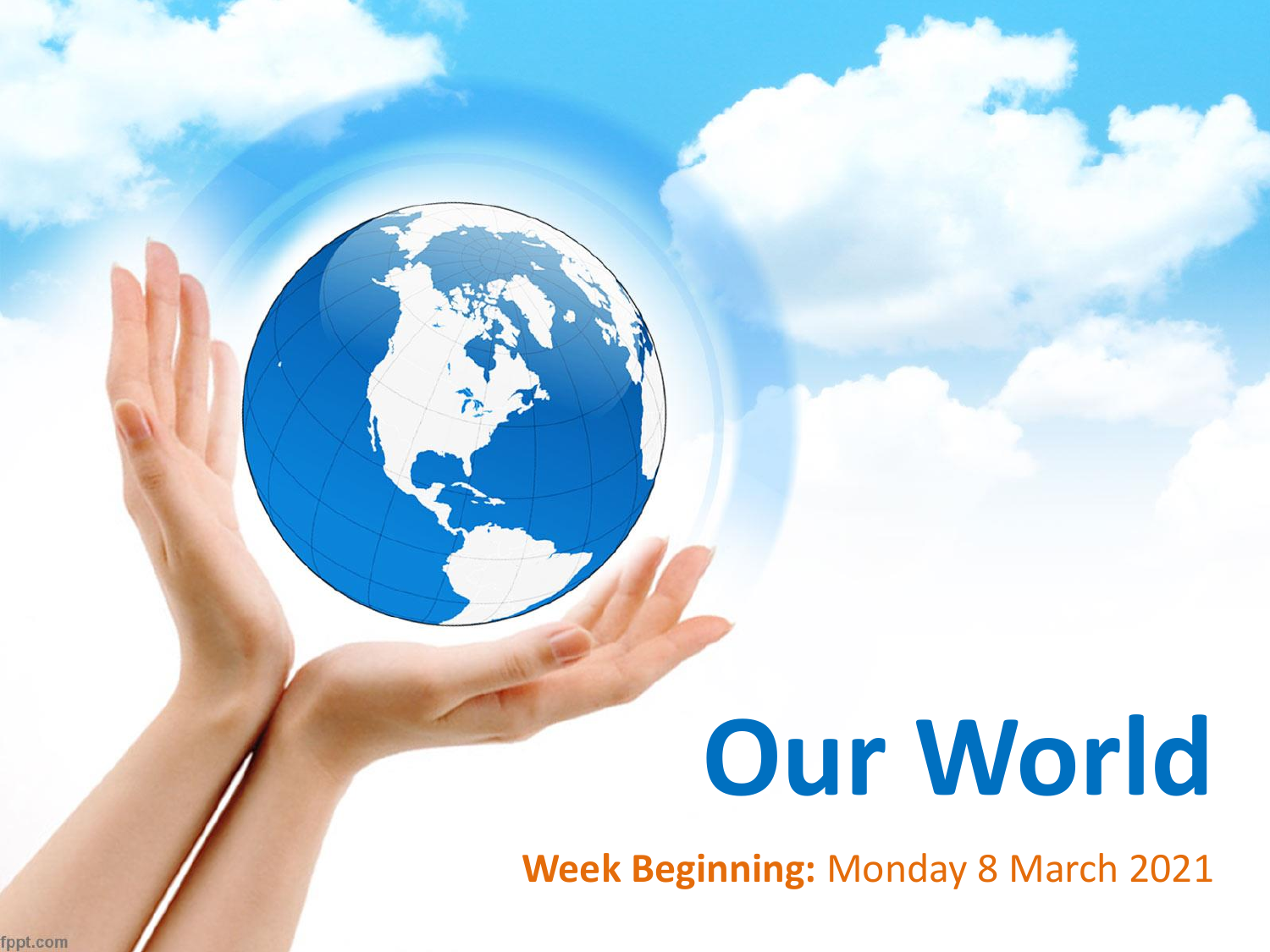# Our World

**Week Beginning:** Monday 8 March 2021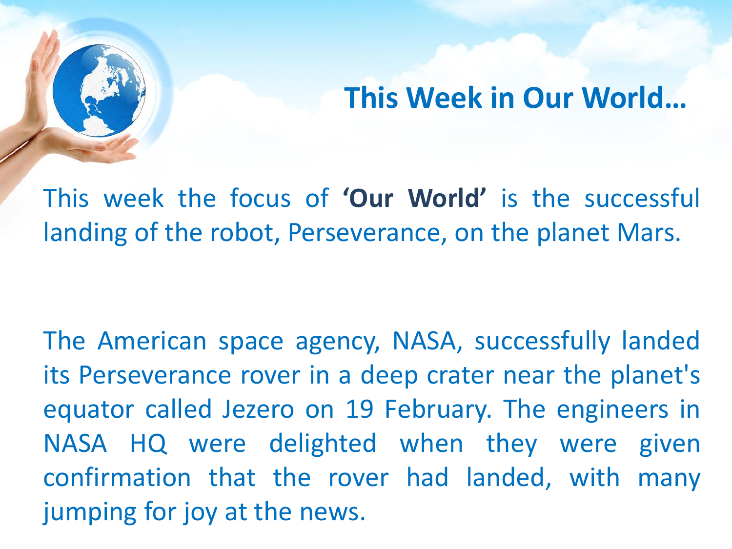# This Week in Our World…

This week the focus of **'Our World'** is the successful landing of the robot, Perseverance, on the planet Mars.

The American space agency, NASA, successfully landed its Perseverance rover in a deep crater near the planet's equator called Jezero on 19 February. The engineers in NASA HQ were delighted when they were given confirmation that the rover had landed, with many jumping for joy at the news.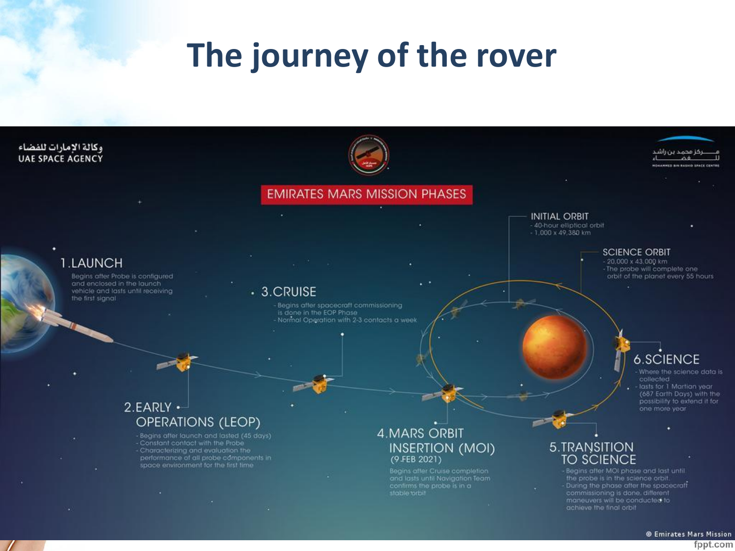# The journey of the rover

وكالة الإمارات للفضاء
UAE SPACE AGENCY

مركز محمد بن راشد للفضاء
MOHAMMED BIN RASHID SPACE CENTRE

## EMIRATES MARS MISSION PHASES

**1. LAUNCH**

Begins after Probe is configured and enclosed in the launch vehicle and lasts until receiving the first signal

**2. EARLY OPERATIONS (LEOP)**

- Begins after launch and lasted (45 days)
- Constant contact with the Probe
- Characterizing and evaluation the performance of all probe components in space environment for the first time

**3. CRUISE**

- Begins after spacecraft commissioning is done in the EOP Phase
- Normal Operation with 2-3 contacts a week

**4. MARS ORBIT INSERTION (MOI)**
(9 FEB 2021)

Begins after Cruise completion and lasts until Navigation Team confirms the probe is in a stable orbit

**5. TRANSITION TO SCIENCE**

- Begins after MOI phase and last until the probe is in the science orbit.
- During the phase after the spacecraft commissioning is done, different maneuvers will be conducted to achieve the final orbit

**6. SCIENCE**

- Where the science data is collected
- lasts for 1 Martian year (687 Earth Days) with the possibility to extend it for one more year

**INITIAL ORBIT**

- 40-hour elliptical orbit
- 1,000 x 49,380 km

**SCIENCE ORBIT**

- 20,000 x 43,000 km
- The probe will complete one orbit of the planet every 55 hours

© Emirates Mars Mission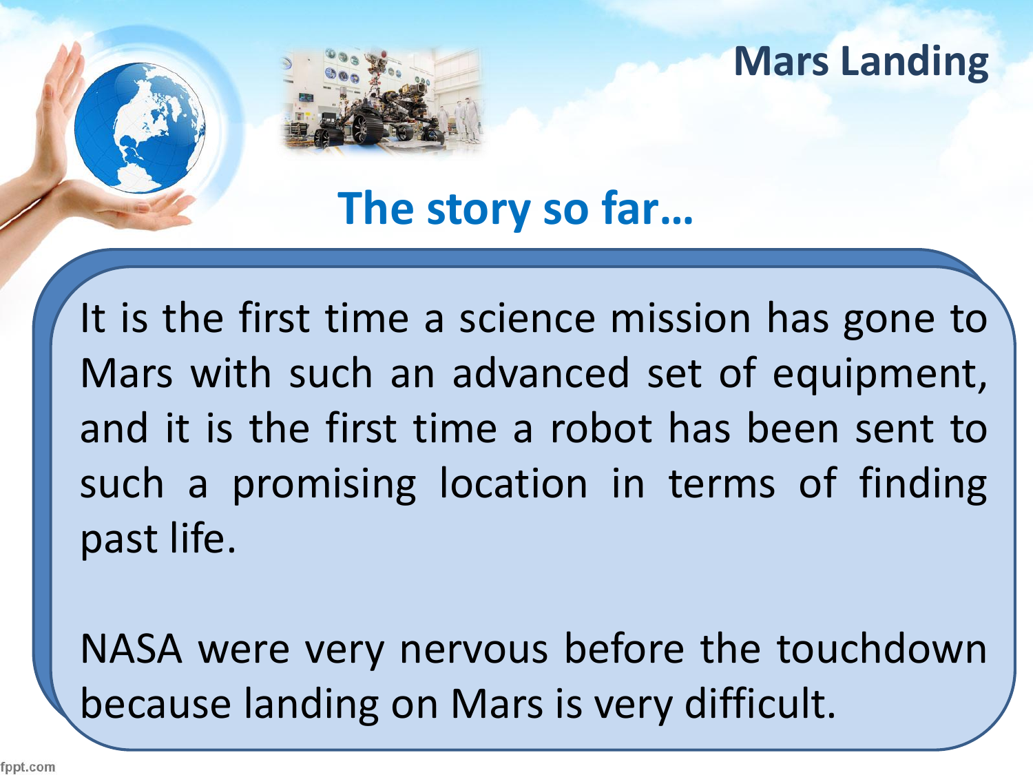# Mars Landing

## The story so far…

It is the first time a science mission has gone to Mars with such an advanced set of equipment, and it is the first time a robot has been sent to such a promising location in terms of finding past life.

NASA were very nervous before the touchdown because landing on Mars is very difficult.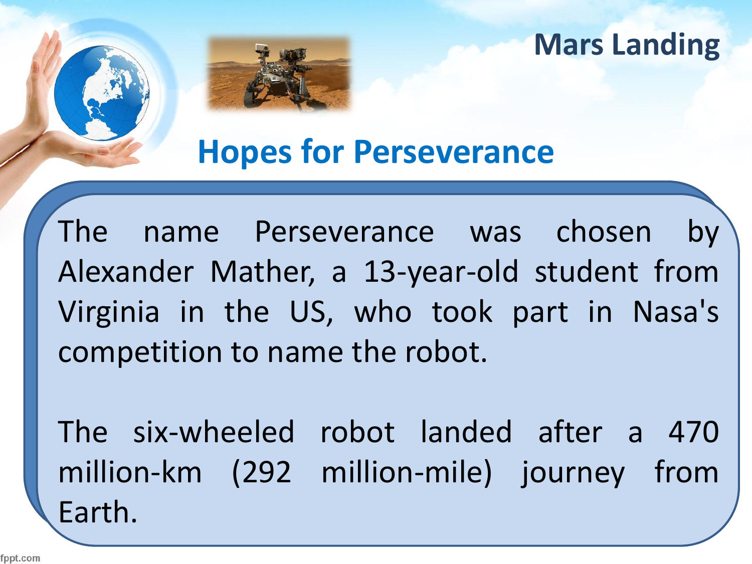## Mars Landing

# Hopes for Perseverance

The name Perseverance was chosen by Alexander Mather, a 13-year-old student from Virginia in the US, who took part in Nasa's competition to name the robot.

The six-wheeled robot landed after a 470 million-km (292 million-mile) journey from Earth.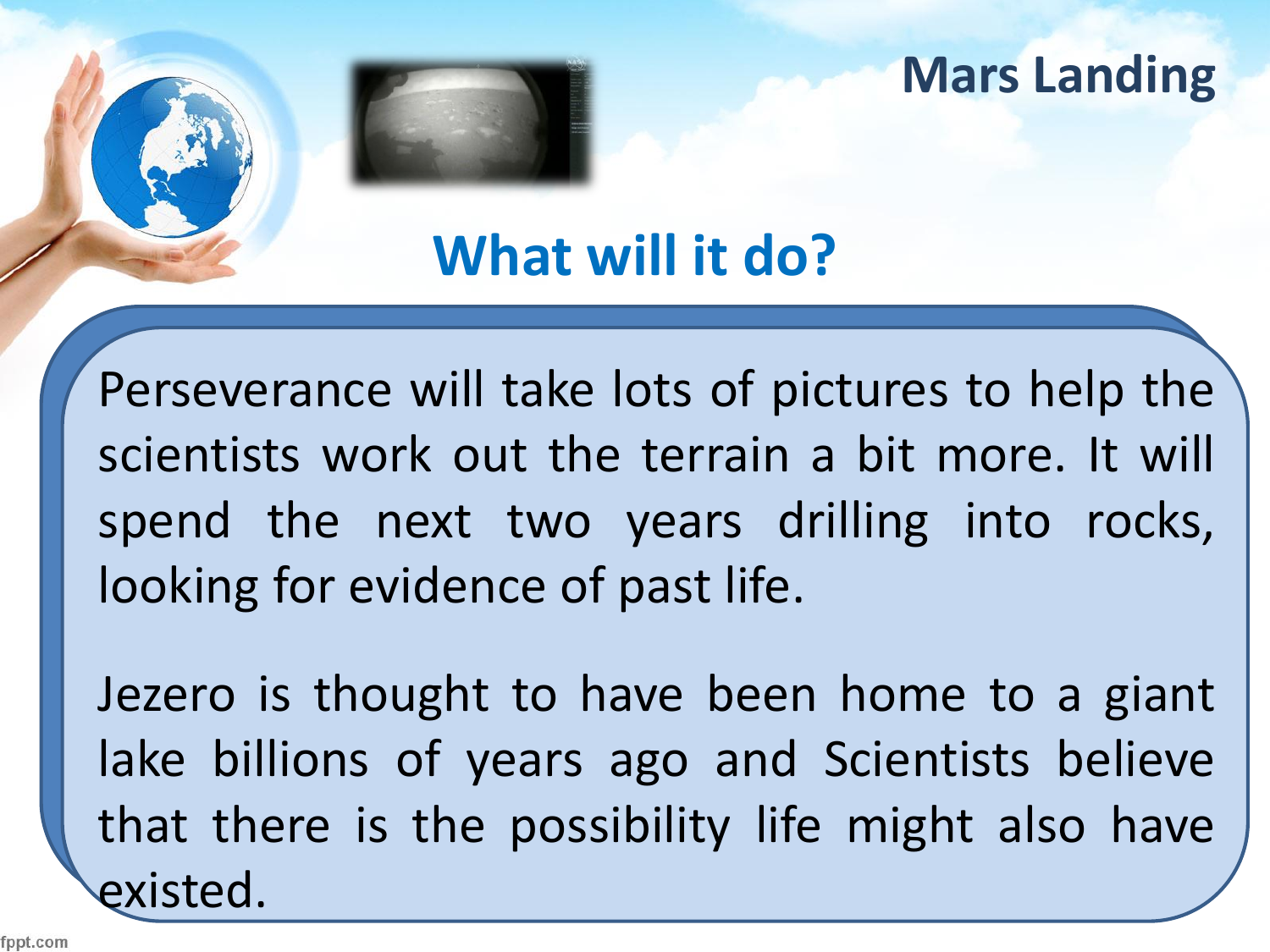# Mars Landing

## What will it do?

Perseverance will take lots of pictures to help the scientists work out the terrain a bit more. It will spend the next two years drilling into rocks, looking for evidence of past life.

Jezero is thought to have been home to a giant lake billions of years ago and Scientists believe that there is the possibility life might also have existed.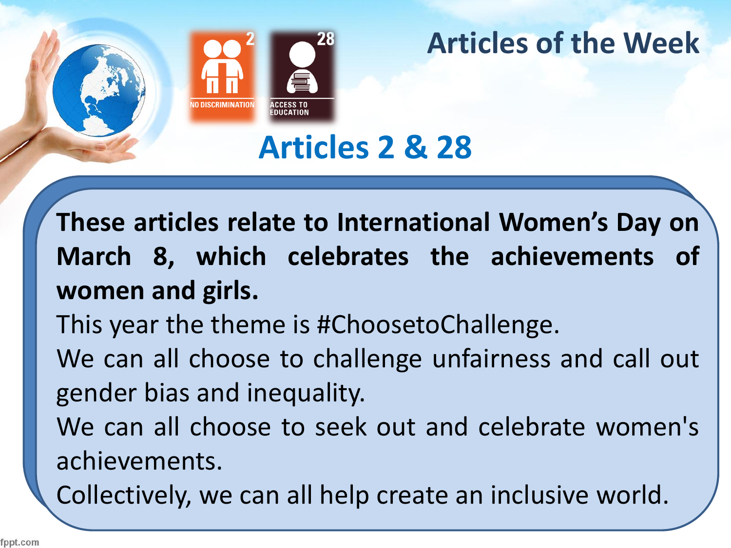# Articles of the Week

2 NO DISCRIMINATION

28 ACCESS TO EDUCATION

## Articles 2 & 28

**These articles relate to International Women's Day on March 8, which celebrates the achievements of women and girls.**

This year the theme is #ChoosetoChallenge.

We can all choose to challenge unfairness and call out gender bias and inequality.

We can all choose to seek out and celebrate women's achievements.

Collectively, we can all help create an inclusive world.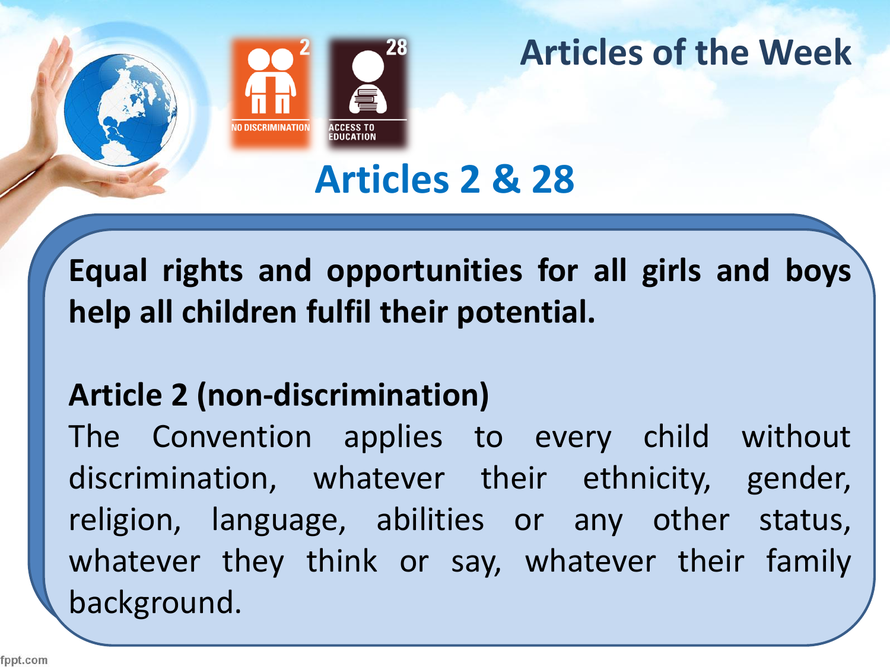# Articles of the Week

## Articles 2 & 28

**Equal rights and opportunities for all girls and boys help all children fulfil their potential.**

**Article 2 (non-discrimination)**

The Convention applies to every child without discrimination, whatever their ethnicity, gender, religion, language, abilities or any other status, whatever they think or say, whatever their family background.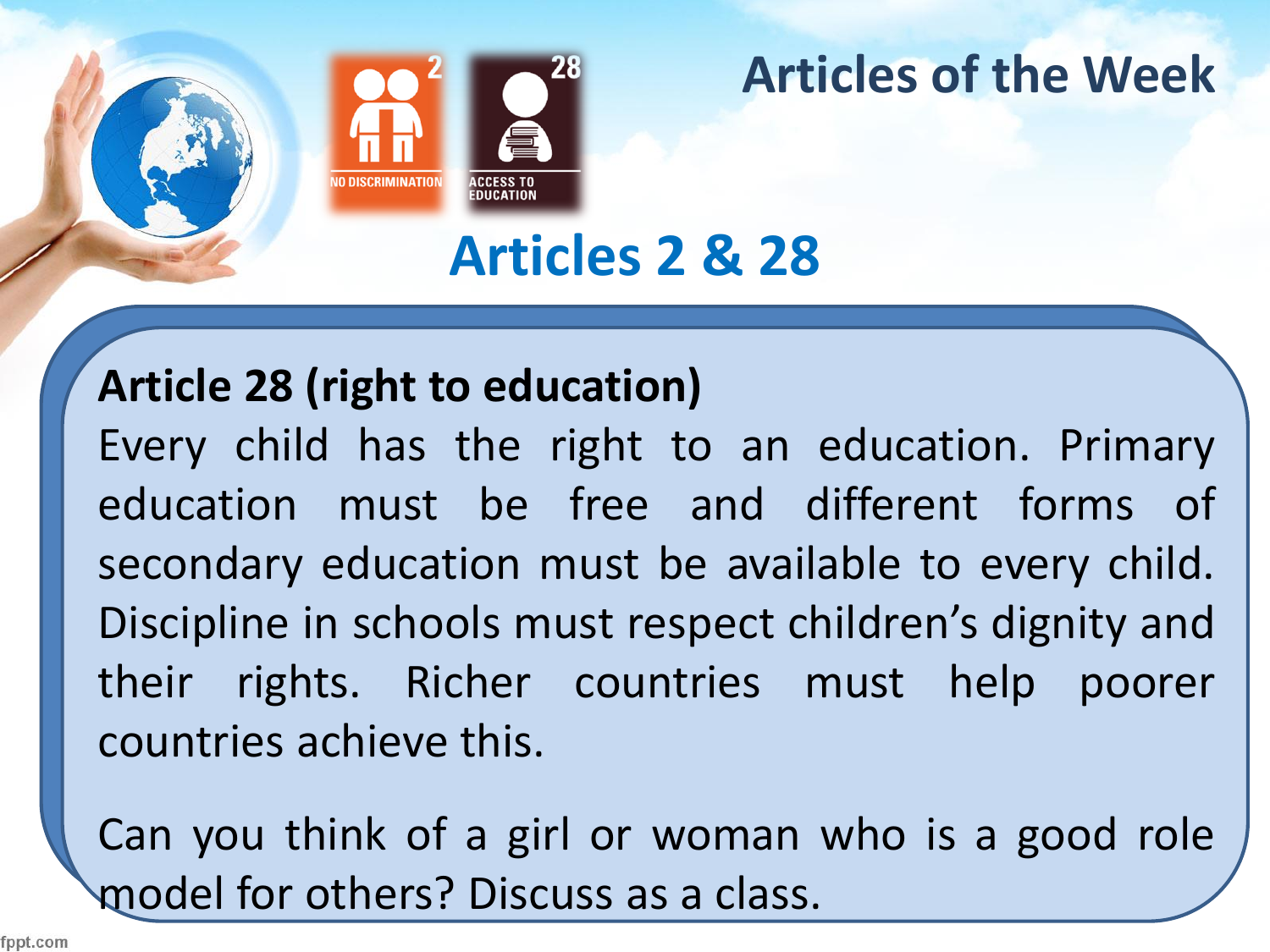# Articles of the Week

NO DISCRIMINATION

ACCESS TO EDUCATION

## Articles 2 & 28

**Article 28 (right to education)**

Every child has the right to an education. Primary education must be free and different forms of secondary education must be available to every child. Discipline in schools must respect children's dignity and their rights. Richer countries must help poorer countries achieve this.

Can you think of a girl or woman who is a good role model for others? Discuss as a class.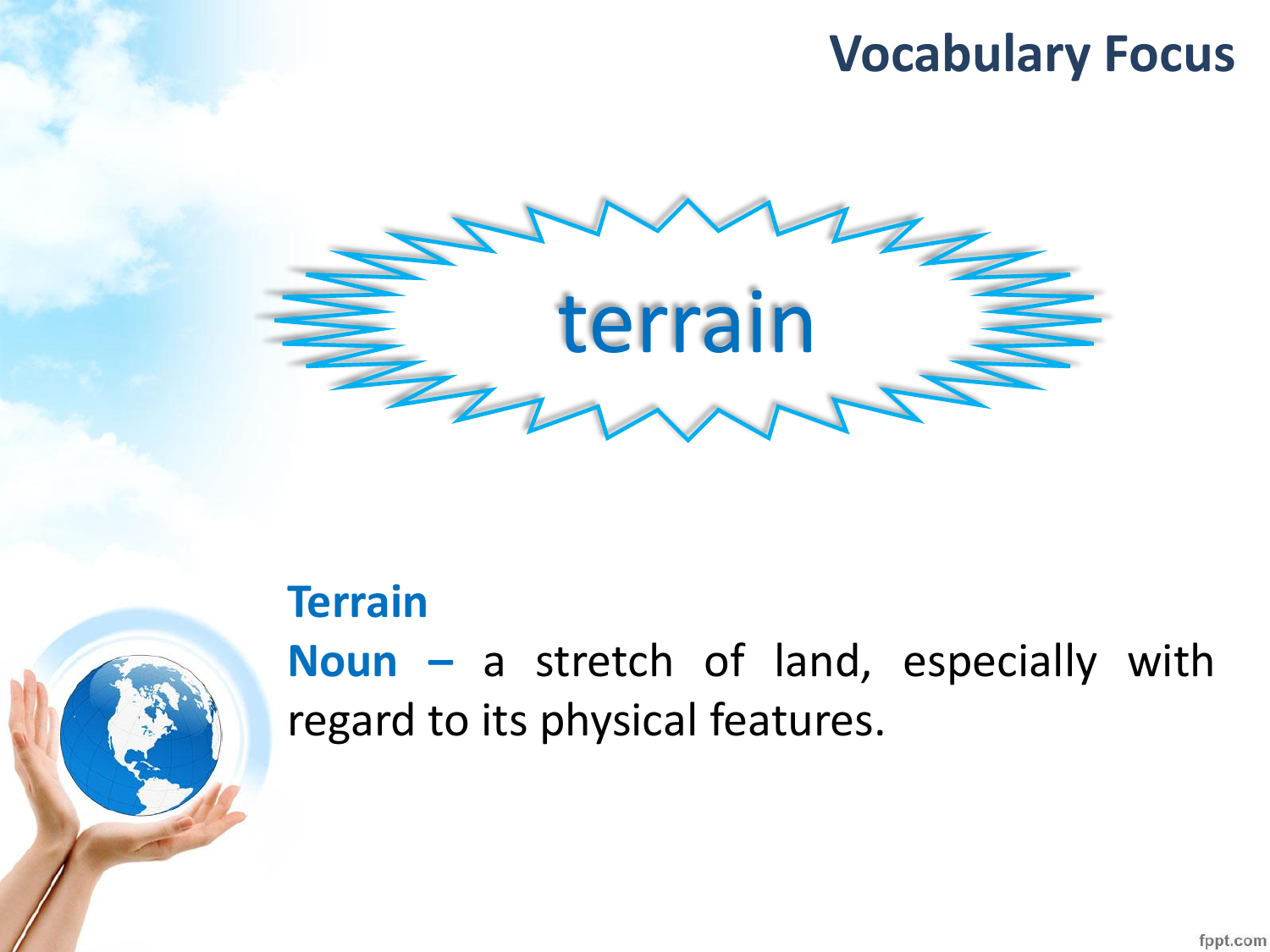## Vocabulary Focus

# terrain

**Terrain**

**Noun –** a stretch of land, especially with regard to its physical features.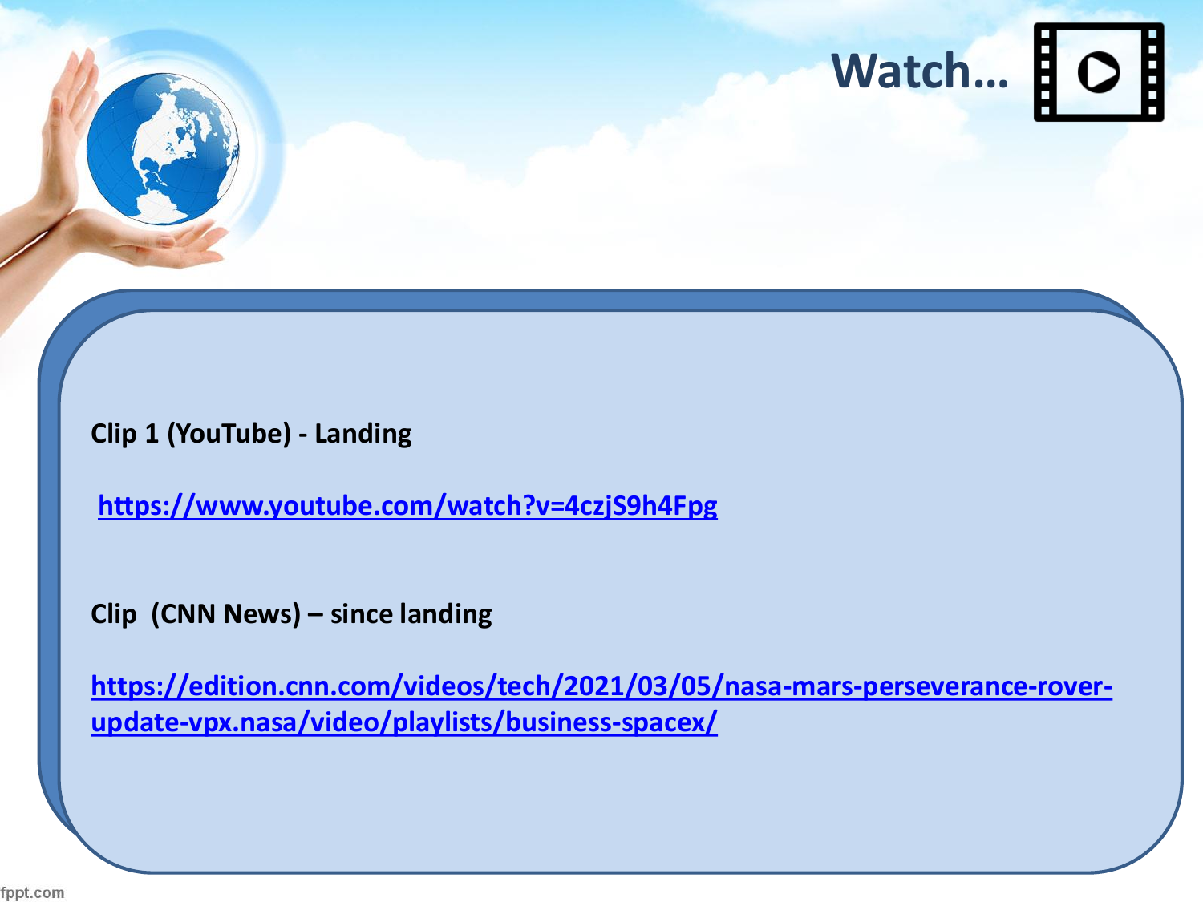# Watch…

**Clip 1 (YouTube) - Landing**

**https://www.youtube.com/watch?v=4czjS9h4Fpg**

**Clip (CNN News) – since landing**

**https://edition.cnn.com/videos/tech/2021/03/05/nasa-mars-perseverance-rover-update-vpx.nasa/video/playlists/business-spacex/**